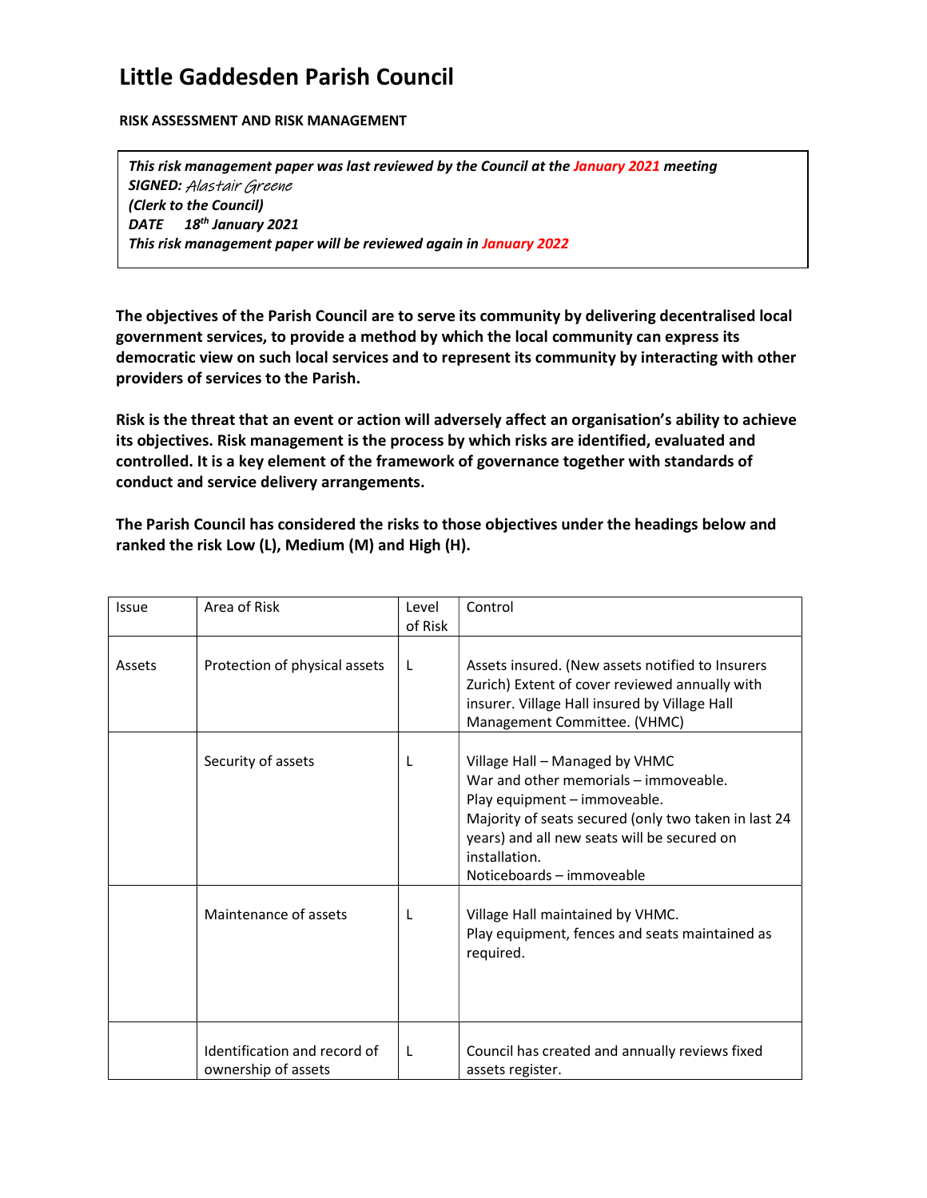# Little Gaddesden Parish Council

**RISK ASSESSMENT AND RISK MANAGEMENT**

***This risk management paper was last reviewed by the Council at the January 2021 meeting***
***SIGNED:*** *Alastair Greene*
***(Clerk to the Council)***
***DATE 18th January 2021***
***This risk management paper will be reviewed again in January 2022***

**The objectives of the Parish Council are to serve its community by delivering decentralised local government services, to provide a method by which the local community can express its democratic view on such local services and to represent its community by interacting with other providers of services to the Parish.**

**Risk is the threat that an event or action will adversely affect an organisation's ability to achieve its objectives. Risk management is the process by which risks are identified, evaluated and controlled. It is a key element of the framework of governance together with standards of conduct and service delivery arrangements.**

**The Parish Council has considered the risks to those objectives under the headings below and ranked the risk Low (L), Medium (M) and High (H).**

| Issue | Area of Risk | Level of Risk | Control |
|---|---|---|---|
| Assets | Protection of physical assets | L | Assets insured. (New assets notified to Insurers Zurich) Extent of cover reviewed annually with insurer. Village Hall insured by Village Hall Management Committee. (VHMC) |
| | Security of assets | L | Village Hall – Managed by VHMC<br>War and other memorials – immoveable.<br>Play equipment – immoveable.<br>Majority of seats secured (only two taken in last 24 years) and all new seats will be secured on installation.<br>Noticeboards – immoveable |
| | Maintenance of assets | L | Village Hall maintained by VHMC.<br>Play equipment, fences and seats maintained as required. |
| | Identification and record of ownership of assets | L | Council has created and annually reviews fixed assets register. |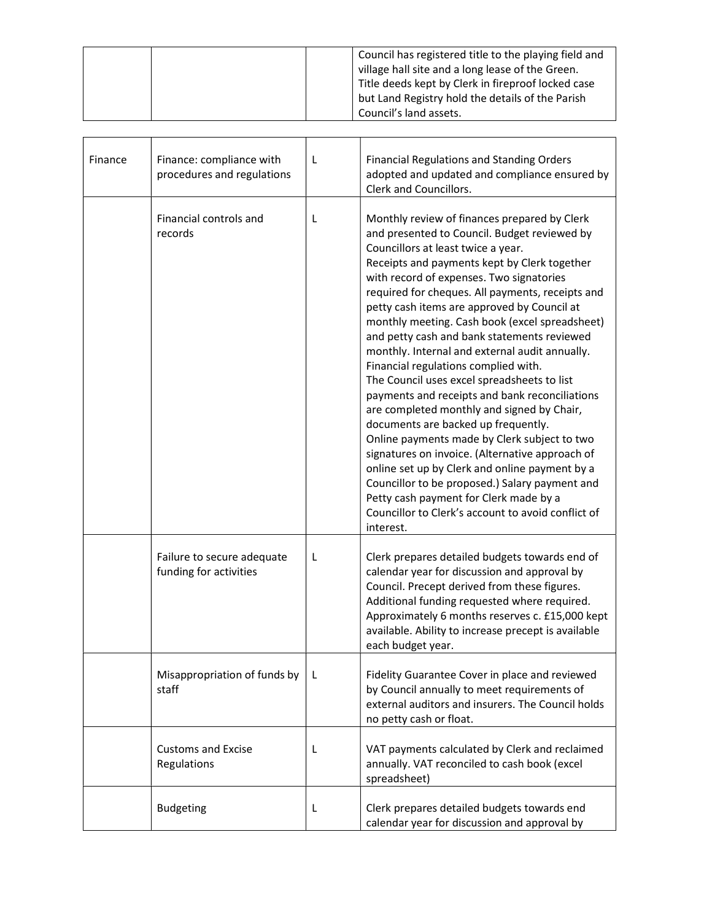| | | | |
|---|---|---|---|
| | | | Council has registered title to the playing field and village hall site and a long lease of the Green. Title deeds kept by Clerk in fireproof locked case but Land Registry hold the details of the Parish Council's land assets. |

| | | | |
|---|---|---|---|
| Finance | Finance: compliance with procedures and regulations | L | Financial Regulations and Standing Orders adopted and updated and compliance ensured by Clerk and Councillors. |
| | Financial controls and records | L | Monthly review of finances prepared by Clerk and presented to Council. Budget reviewed by Councillors at least twice a year.<br>Receipts and payments kept by Clerk together with record of expenses. Two signatories required for cheques. All payments, receipts and petty cash items are approved by Council at monthly meeting. Cash book (excel spreadsheet) and petty cash and bank statements reviewed monthly. Internal and external audit annually. Financial regulations complied with.<br>The Council uses excel spreadsheets to list payments and receipts and bank reconciliations are completed monthly and signed by Chair, documents are backed up frequently.<br>Online payments made by Clerk subject to two signatures on invoice. (Alternative approach of online set up by Clerk and online payment by a Councillor to be proposed.) Salary payment and Petty cash payment for Clerk made by a Councillor to Clerk's account to avoid conflict of interest. |
| | Failure to secure adequate funding for activities | L | Clerk prepares detailed budgets towards end of calendar year for discussion and approval by Council. Precept derived from these figures. Additional funding requested where required. Approximately 6 months reserves c. £15,000 kept available. Ability to increase precept is available each budget year. |
| | Misappropriation of funds by staff | L | Fidelity Guarantee Cover in place and reviewed by Council annually to meet requirements of external auditors and insurers. The Council holds no petty cash or float. |
| | Customs and Excise Regulations | L | VAT payments calculated by Clerk and reclaimed annually. VAT reconciled to cash book (excel spreadsheet) |
| | Budgeting | L | Clerk prepares detailed budgets towards end calendar year for discussion and approval by |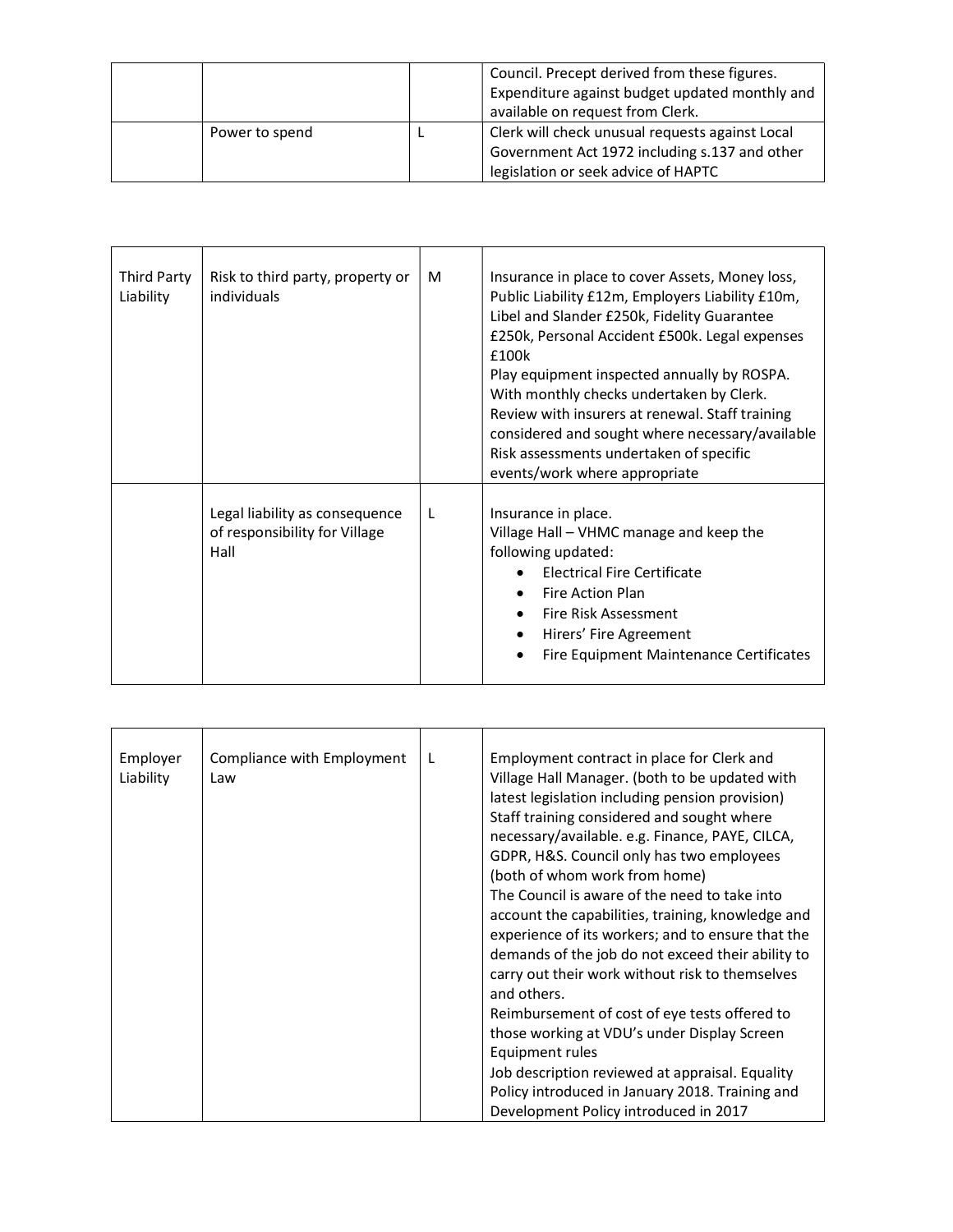| | | | |
|---|---|---|---|
| | | | Council. Precept derived from these figures. Expenditure against budget updated monthly and available on request from Clerk. |
| | Power to spend | L | Clerk will check unusual requests against Local Government Act 1972 including s.137 and other legislation or seek advice of HAPTC |

| | | | |
|---|---|---|---|
| Third Party Liability | Risk to third party, property or individuals | M | Insurance in place to cover Assets, Money loss, Public Liability £12m, Employers Liability £10m, Libel and Slander £250k, Fidelity Guarantee £250k, Personal Accident £500k. Legal expenses £100k<br>Play equipment inspected annually by ROSPA. With monthly checks undertaken by Clerk.<br>Review with insurers at renewal. Staff training considered and sought where necessary/available<br>Risk assessments undertaken of specific events/work where appropriate |
| | Legal liability as consequence of responsibility for Village Hall | L | Insurance in place.<br>Village Hall – VHMC manage and keep the following updated:<br>• Electrical Fire Certificate<br>• Fire Action Plan<br>• Fire Risk Assessment<br>• Hirers' Fire Agreement<br>• Fire Equipment Maintenance Certificates |

| | | | |
|---|---|---|---|
| Employer Liability | Compliance with Employment Law | L | Employment contract in place for Clerk and Village Hall Manager. (both to be updated with latest legislation including pension provision)<br>Staff training considered and sought where necessary/available. e.g. Finance, PAYE, CILCA, GDPR, H&S. Council only has two employees (both of whom work from home)<br>The Council is aware of the need to take into account the capabilities, training, knowledge and experience of its workers; and to ensure that the demands of the job do not exceed their ability to carry out their work without risk to themselves and others.<br>Reimbursement of cost of eye tests offered to those working at VDU's under Display Screen Equipment rules<br>Job description reviewed at appraisal. Equality Policy introduced in January 2018. Training and Development Policy introduced in 2017 |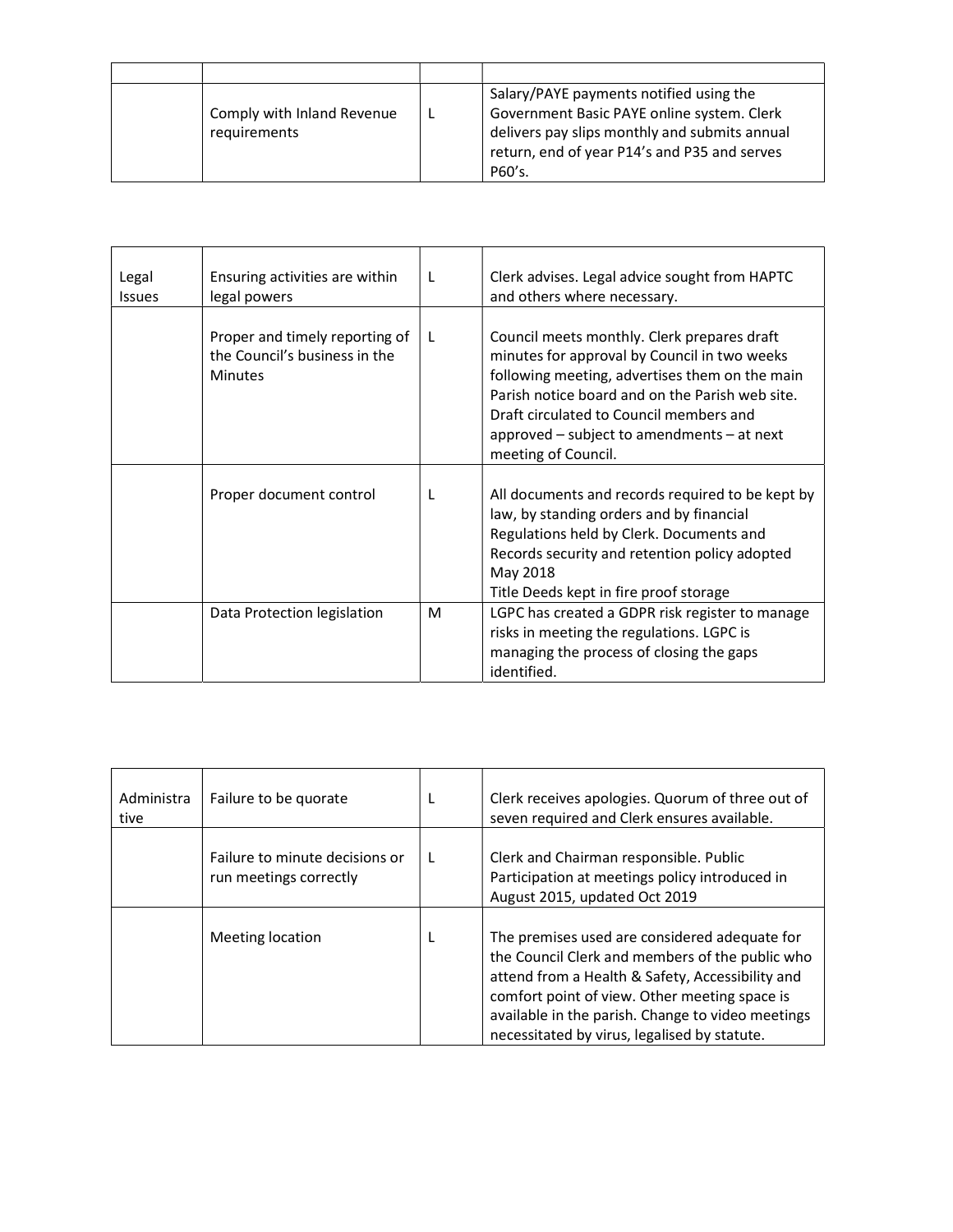| | | | |
|---|---|---|---|
| | Comply with Inland Revenue requirements | L | Salary/PAYE payments notified using the Government Basic PAYE online system. Clerk delivers pay slips monthly and submits annual return, end of year P14's and P35 and serves P60's. |

| | | | |
|---|---|---|---|
| Legal Issues | Ensuring activities are within legal powers | L | Clerk advises. Legal advice sought from HAPTC and others where necessary. |
| | Proper and timely reporting of the Council's business in the Minutes | L | Council meets monthly. Clerk prepares draft minutes for approval by Council in two weeks following meeting, advertises them on the main Parish notice board and on the Parish web site. Draft circulated to Council members and approved – subject to amendments – at next meeting of Council. |
| | Proper document control | L | All documents and records required to be kept by law, by standing orders and by financial Regulations held by Clerk. Documents and Records security and retention policy adopted May 2018<br>Title Deeds kept in fire proof storage |
| | Data Protection legislation | M | LGPC has created a GDPR risk register to manage risks in meeting the regulations. LGPC is managing the process of closing the gaps identified. |

| | | | |
|---|---|---|---|
| Administrative | Failure to be quorate | L | Clerk receives apologies. Quorum of three out of seven required and Clerk ensures available. |
| | Failure to minute decisions or run meetings correctly | L | Clerk and Chairman responsible. Public Participation at meetings policy introduced in August 2015, updated Oct 2019 |
| | Meeting location | L | The premises used are considered adequate for the Council Clerk and members of the public who attend from a Health & Safety, Accessibility and comfort point of view. Other meeting space is available in the parish. Change to video meetings necessitated by virus, legalised by statute. |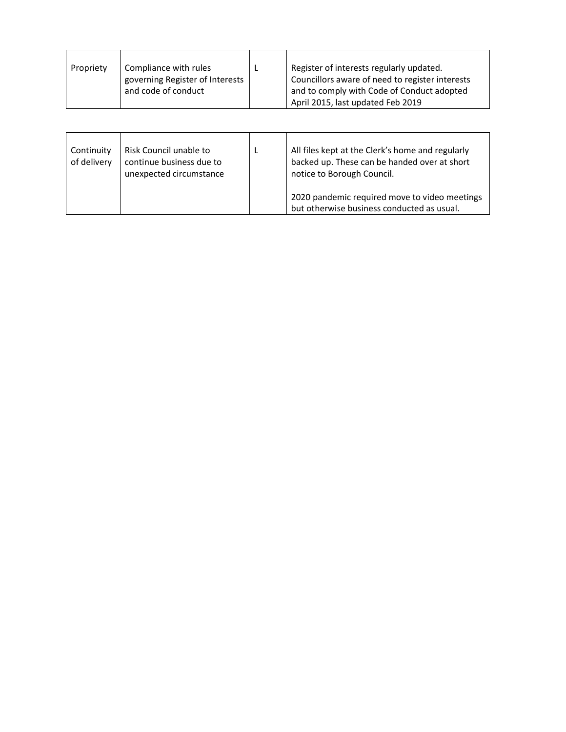| Propriety | Compliance with rules governing Register of Interests and code of conduct | L | Register of interests regularly updated. Councillors aware of need to register interests and to comply with Code of Conduct adopted April 2015, last updated Feb 2019 |
|---|---|---|---|

| Continuity of delivery | Risk Council unable to continue business due to unexpected circumstance | L | All files kept at the Clerk's home and regularly backed up. These can be handed over at short notice to Borough Council.<br><br>2020 pandemic required move to video meetings but otherwise business conducted as usual. |
|---|---|---|---|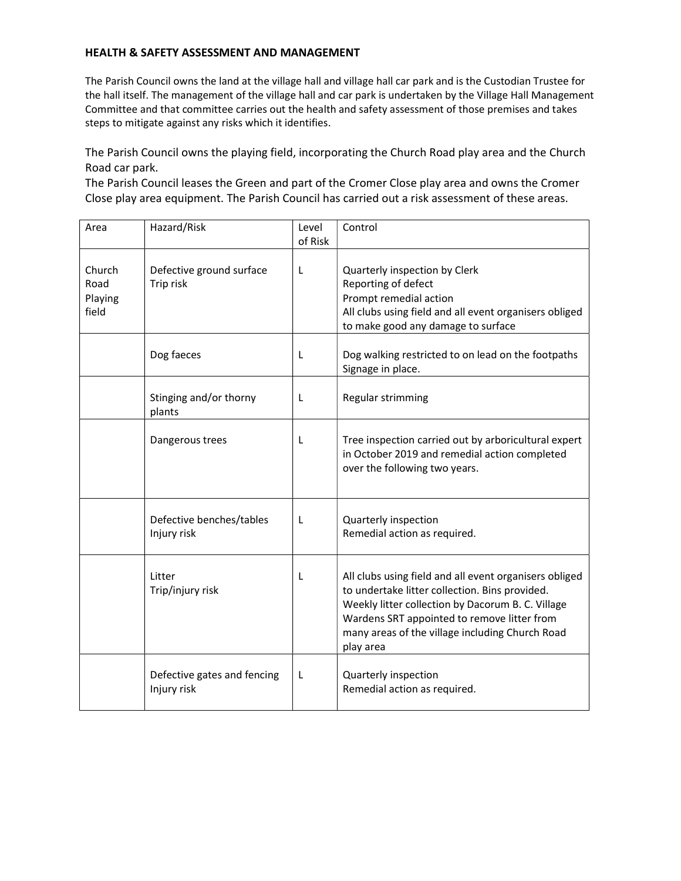**HEALTH & SAFETY ASSESSMENT AND MANAGEMENT**

The Parish Council owns the land at the village hall and village hall car park and is the Custodian Trustee for the hall itself. The management of the village hall and car park is undertaken by the Village Hall Management Committee and that committee carries out the health and safety assessment of those premises and takes steps to mitigate against any risks which it identifies.

The Parish Council owns the playing field, incorporating the Church Road play area and the Church Road car park.
The Parish Council leases the Green and part of the Cromer Close play area and owns the Cromer Close play area equipment. The Parish Council has carried out a risk assessment of these areas.

| Area | Hazard/Risk | Level of Risk | Control |
|---|---|---|---|
| Church Road Playing field | Defective ground surface<br>Trip risk | L | Quarterly inspection by Clerk<br>Reporting of defect<br>Prompt remedial action<br>All clubs using field and all event organisers obliged to make good any damage to surface |
| | Dog faeces | L | Dog walking restricted to on lead on the footpaths<br>Signage in place. |
| | Stinging and/or thorny plants | L | Regular strimming |
| | Dangerous trees | L | Tree inspection carried out by arboricultural expert in October 2019 and remedial action completed over the following two years. |
| | Defective benches/tables<br>Injury risk | L | Quarterly inspection<br>Remedial action as required. |
| | Litter<br>Trip/injury risk | L | All clubs using field and all event organisers obliged to undertake litter collection. Bins provided. Weekly litter collection by Dacorum B. C. Village Wardens SRT appointed to remove litter from many areas of the village including Church Road play area |
| | Defective gates and fencing<br>Injury risk | L | Quarterly inspection<br>Remedial action as required. |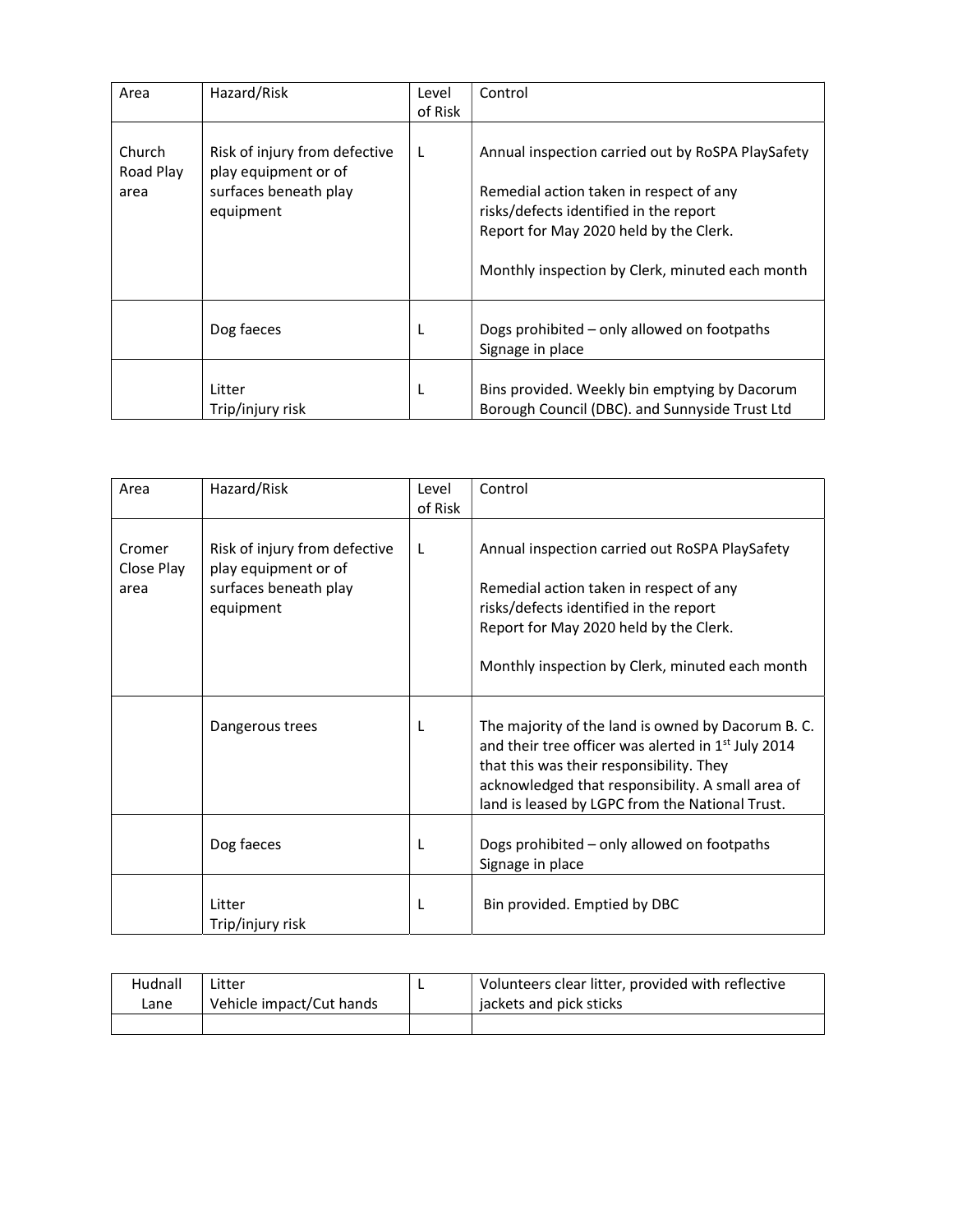| Area | Hazard/Risk | Level of Risk | Control |
|---|---|---|---|
| Church Road Play area | Risk of injury from defective play equipment or of surfaces beneath play equipment | L | Annual inspection carried out by RoSPA PlaySafety<br><br>Remedial action taken in respect of any risks/defects identified in the report<br>Report for May 2020 held by the Clerk.<br><br>Monthly inspection by Clerk, minuted each month |
| | Dog faeces | L | Dogs prohibited – only allowed on footpaths<br>Signage in place |
| | Litter<br>Trip/injury risk | L | Bins provided. Weekly bin emptying by Dacorum Borough Council (DBC). and Sunnyside Trust Ltd |

| Area | Hazard/Risk | Level of Risk | Control |
|---|---|---|---|
| Cromer Close Play area | Risk of injury from defective play equipment or of surfaces beneath play equipment | L | Annual inspection carried out RoSPA PlaySafety<br><br>Remedial action taken in respect of any risks/defects identified in the report<br>Report for May 2020 held by the Clerk.<br><br>Monthly inspection by Clerk, minuted each month |
| | Dangerous trees | L | The majority of the land is owned by Dacorum B. C. and their tree officer was alerted in 1st July 2014 that this was their responsibility. They acknowledged that responsibility. A small area of land is leased by LGPC from the National Trust. |
| | Dog faeces | L | Dogs prohibited – only allowed on footpaths<br>Signage in place |
| | Litter<br>Trip/injury risk | L | Bin provided. Emptied by DBC |

| Hudnall Lane | Litter<br>Vehicle impact/Cut hands | L | Volunteers clear litter, provided with reflective jackets and pick sticks |
|---|---|---|---|
| | | | |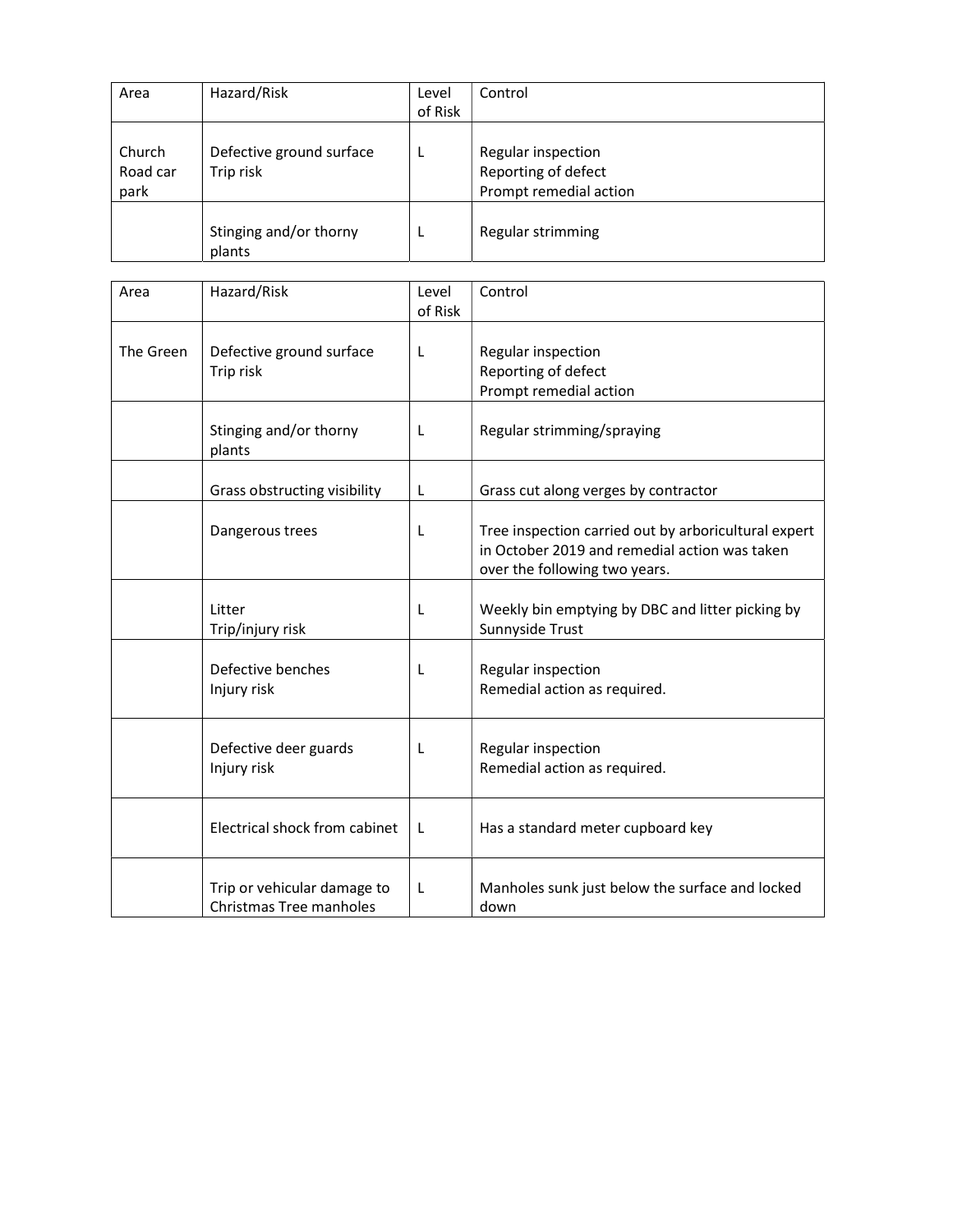| Area | Hazard/Risk | Level of Risk | Control |
| --- | --- | --- | --- |
| Church Road car park | Defective ground surface<br>Trip risk | L | Regular inspection<br>Reporting of defect<br>Prompt remedial action |
| | Stinging and/or thorny plants | L | Regular strimming |

| Area | Hazard/Risk | Level of Risk | Control |
| --- | --- | --- | --- |
| The Green | Defective ground surface<br>Trip risk | L | Regular inspection<br>Reporting of defect<br>Prompt remedial action |
| | Stinging and/or thorny plants | L | Regular strimming/spraying |
| | Grass obstructing visibility | L | Grass cut along verges by contractor |
| | Dangerous trees | L | Tree inspection carried out by arboricultural expert in October 2019 and remedial action was taken over the following two years. |
| | Litter<br>Trip/injury risk | L | Weekly bin emptying by DBC and litter picking by Sunnyside Trust |
| | Defective benches<br>Injury risk | L | Regular inspection<br>Remedial action as required. |
| | Defective deer guards<br>Injury risk | L | Regular inspection<br>Remedial action as required. |
| | Electrical shock from cabinet | L | Has a standard meter cupboard key |
| | Trip or vehicular damage to Christmas Tree manholes | L | Manholes sunk just below the surface and locked down |